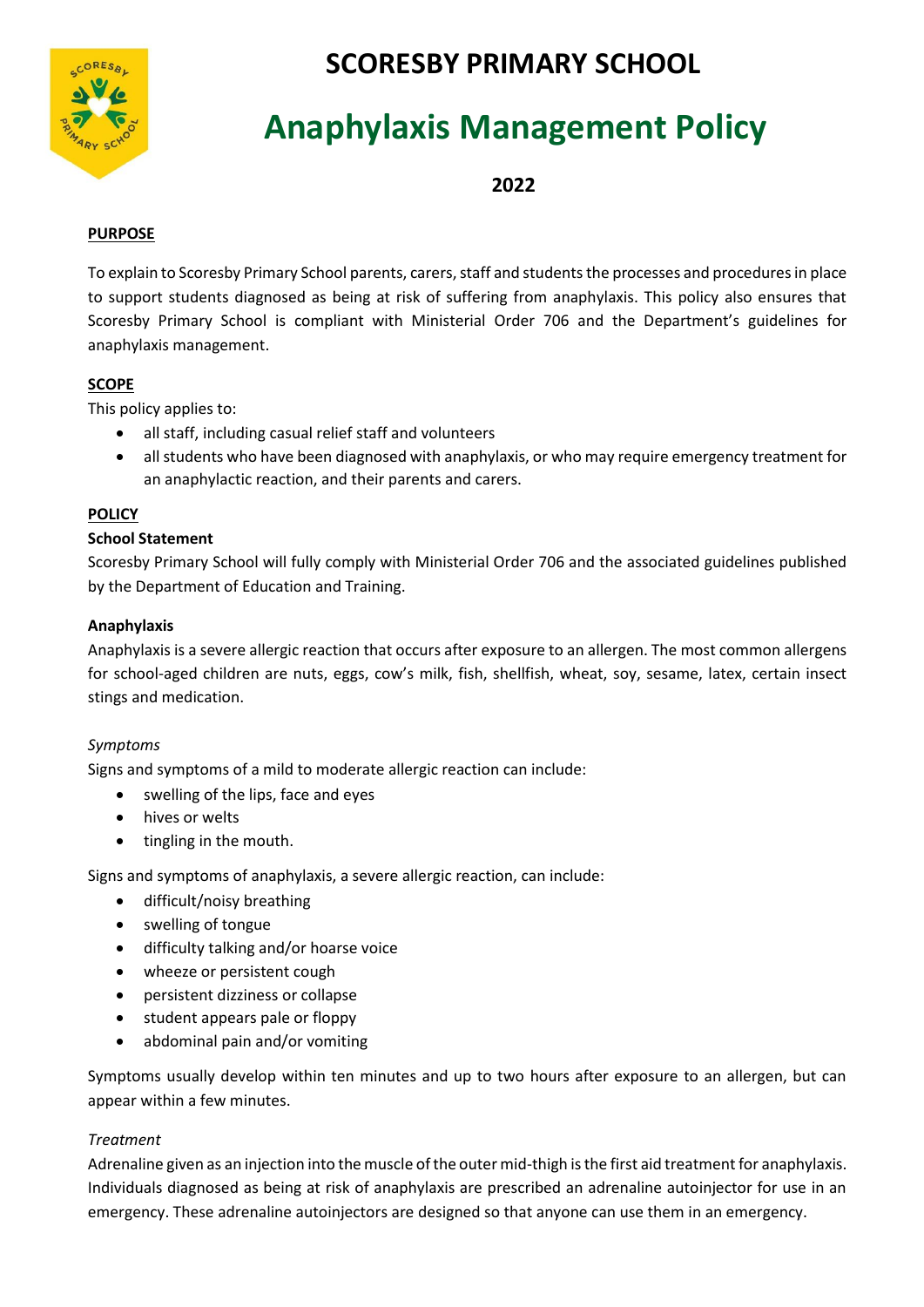# SCORESBY PRIMARY SCHOOL

# Anaphylaxis Management Policy

## 2022

**PURPOSE**

To explain to Scoresby Primary School parents, carers, staff and students the processes and procedures in place to support students diagnosed as being at risk of suffering from anaphylaxis. This policy also ensures that Scoresby Primary School is compliant with Ministerial Order 706 and the Department's guidelines for anaphylaxis management.

**SCOPE**

This policy applies to:

- all staff, including casual relief staff and volunteers
- all students who have been diagnosed with anaphylaxis, or who may require emergency treatment for an anaphylactic reaction, and their parents and carers.

**POLICY**

**School Statement**

Scoresby Primary School will fully comply with Ministerial Order 706 and the associated guidelines published by the Department of Education and Training.

**Anaphylaxis**

Anaphylaxis is a severe allergic reaction that occurs after exposure to an allergen. The most common allergens for school-aged children are nuts, eggs, cow's milk, fish, shellfish, wheat, soy, sesame, latex, certain insect stings and medication.

*Symptoms*

Signs and symptoms of a mild to moderate allergic reaction can include:

- swelling of the lips, face and eyes
- hives or welts
- tingling in the mouth.

Signs and symptoms of anaphylaxis, a severe allergic reaction, can include:

- difficult/noisy breathing
- swelling of tongue
- difficulty talking and/or hoarse voice
- wheeze or persistent cough
- persistent dizziness or collapse
- student appears pale or floppy
- abdominal pain and/or vomiting

Symptoms usually develop within ten minutes and up to two hours after exposure to an allergen, but can appear within a few minutes.

*Treatment*

Adrenaline given as an injection into the muscle of the outer mid-thigh is the first aid treatment for anaphylaxis. Individuals diagnosed as being at risk of anaphylaxis are prescribed an adrenaline autoinjector for use in an emergency. These adrenaline autoinjectors are designed so that anyone can use them in an emergency.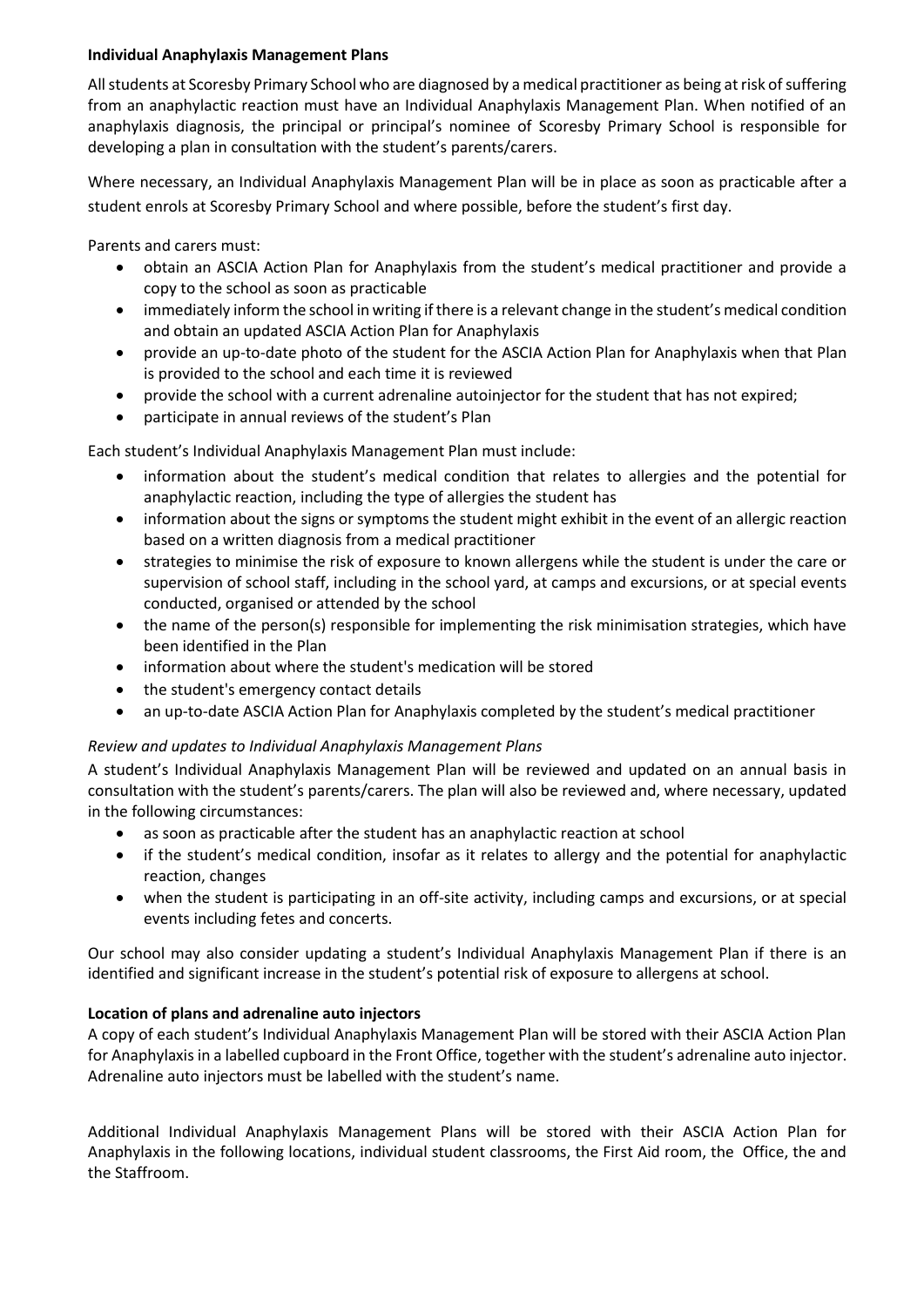**Individual Anaphylaxis Management Plans**

All students at Scoresby Primary School who are diagnosed by a medical practitioner as being at risk of suffering from an anaphylactic reaction must have an Individual Anaphylaxis Management Plan. When notified of an anaphylaxis diagnosis, the principal or principal's nominee of Scoresby Primary School is responsible for developing a plan in consultation with the student's parents/carers.

Where necessary, an Individual Anaphylaxis Management Plan will be in place as soon as practicable after a student enrols at Scoresby Primary School and where possible, before the student's first day.

Parents and carers must:

- obtain an ASCIA Action Plan for Anaphylaxis from the student's medical practitioner and provide a copy to the school as soon as practicable
- immediately inform the school in writing if there is a relevant change in the student's medical condition and obtain an updated ASCIA Action Plan for Anaphylaxis
- provide an up-to-date photo of the student for the ASCIA Action Plan for Anaphylaxis when that Plan is provided to the school and each time it is reviewed
- provide the school with a current adrenaline autoinjector for the student that has not expired;
- participate in annual reviews of the student's Plan

Each student's Individual Anaphylaxis Management Plan must include:

- information about the student's medical condition that relates to allergies and the potential for anaphylactic reaction, including the type of allergies the student has
- information about the signs or symptoms the student might exhibit in the event of an allergic reaction based on a written diagnosis from a medical practitioner
- strategies to minimise the risk of exposure to known allergens while the student is under the care or supervision of school staff, including in the school yard, at camps and excursions, or at special events conducted, organised or attended by the school
- the name of the person(s) responsible for implementing the risk minimisation strategies, which have been identified in the Plan
- information about where the student's medication will be stored
- the student's emergency contact details
- an up-to-date ASCIA Action Plan for Anaphylaxis completed by the student's medical practitioner

*Review and updates to Individual Anaphylaxis Management Plans*

A student's Individual Anaphylaxis Management Plan will be reviewed and updated on an annual basis in consultation with the student's parents/carers. The plan will also be reviewed and, where necessary, updated in the following circumstances:

- as soon as practicable after the student has an anaphylactic reaction at school
- if the student's medical condition, insofar as it relates to allergy and the potential for anaphylactic reaction, changes
- when the student is participating in an off-site activity, including camps and excursions, or at special events including fetes and concerts.

Our school may also consider updating a student's Individual Anaphylaxis Management Plan if there is an identified and significant increase in the student's potential risk of exposure to allergens at school.

**Location of plans and adrenaline auto injectors**

A copy of each student's Individual Anaphylaxis Management Plan will be stored with their ASCIA Action Plan for Anaphylaxis in a labelled cupboard in the Front Office, together with the student's adrenaline auto injector. Adrenaline auto injectors must be labelled with the student's name.

Additional Individual Anaphylaxis Management Plans will be stored with their ASCIA Action Plan for Anaphylaxis in the following locations, individual student classrooms, the First Aid room, the Office, the and the Staffroom.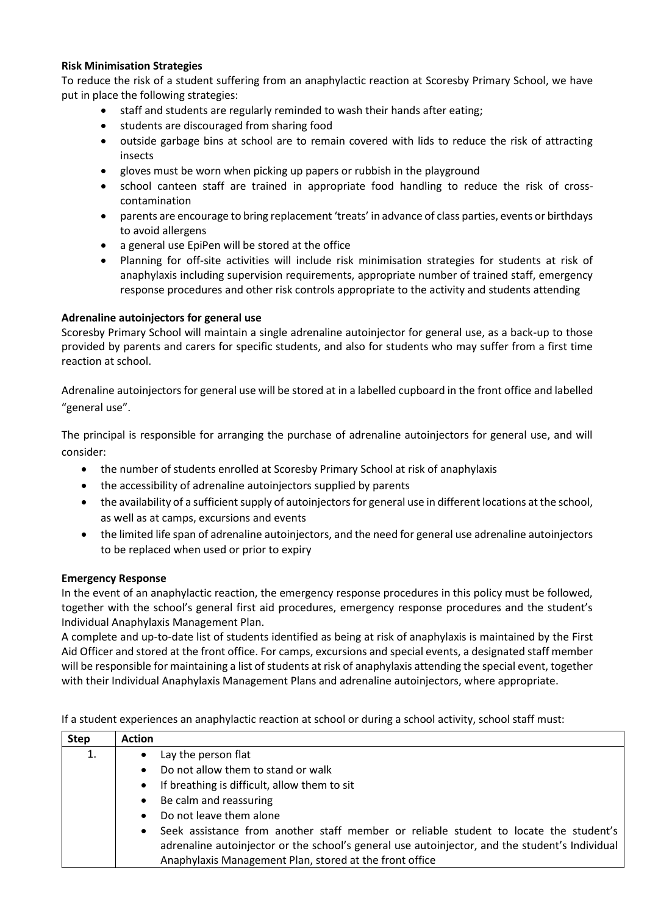**Risk Minimisation Strategies**

To reduce the risk of a student suffering from an anaphylactic reaction at Scoresby Primary School, we have put in place the following strategies:

- staff and students are regularly reminded to wash their hands after eating;
- students are discouraged from sharing food
- outside garbage bins at school are to remain covered with lids to reduce the risk of attracting insects
- gloves must be worn when picking up papers or rubbish in the playground
- school canteen staff are trained in appropriate food handling to reduce the risk of cross-contamination
- parents are encourage to bring replacement 'treats' in advance of class parties, events or birthdays to avoid allergens
- a general use EpiPen will be stored at the office
- Planning for off-site activities will include risk minimisation strategies for students at risk of anaphylaxis including supervision requirements, appropriate number of trained staff, emergency response procedures and other risk controls appropriate to the activity and students attending

**Adrenaline autoinjectors for general use**

Scoresby Primary School will maintain a single adrenaline autoinjector for general use, as a back-up to those provided by parents and carers for specific students, and also for students who may suffer from a first time reaction at school.

Adrenaline autoinjectors for general use will be stored at in a labelled cupboard in the front office and labelled "general use".

The principal is responsible for arranging the purchase of adrenaline autoinjectors for general use, and will consider:

- the number of students enrolled at Scoresby Primary School at risk of anaphylaxis
- the accessibility of adrenaline autoinjectors supplied by parents
- the availability of a sufficient supply of autoinjectors for general use in different locations at the school, as well as at camps, excursions and events
- the limited life span of adrenaline autoinjectors, and the need for general use adrenaline autoinjectors to be replaced when used or prior to expiry

**Emergency Response**

In the event of an anaphylactic reaction, the emergency response procedures in this policy must be followed, together with the school's general first aid procedures, emergency response procedures and the student's Individual Anaphylaxis Management Plan.

A complete and up-to-date list of students identified as being at risk of anaphylaxis is maintained by the First Aid Officer and stored at the front office. For camps, excursions and special events, a designated staff member will be responsible for maintaining a list of students at risk of anaphylaxis attending the special event, together with their Individual Anaphylaxis Management Plans and adrenaline autoinjectors, where appropriate.

If a student experiences an anaphylactic reaction at school or during a school activity, school staff must:

| Step | Action |
|---|---|
| 1. | • Lay the person flat<br>• Do not allow them to stand or walk<br>• If breathing is difficult, allow them to sit<br>• Be calm and reassuring<br>• Do not leave them alone<br>• Seek assistance from another staff member or reliable student to locate the student's adrenaline autoinjector or the school's general use autoinjector, and the student's Individual Anaphylaxis Management Plan, stored at the front office |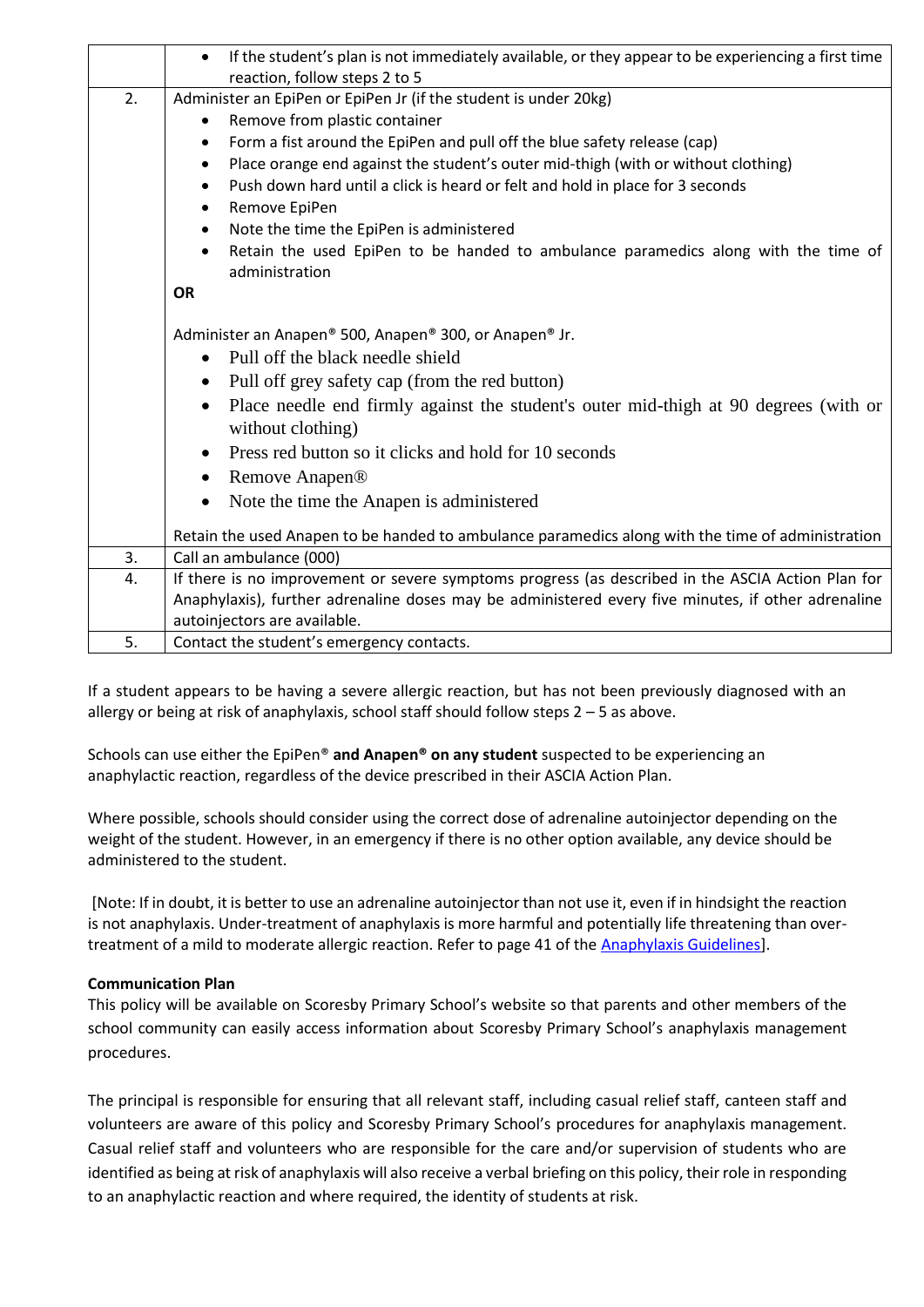| | |
|---|---|
| | • If the student's plan is not immediately available, or they appear to be experiencing a first time reaction, follow steps 2 to 5 |
| 2. | Administer an EpiPen or EpiPen Jr (if the student is under 20kg)<br>• Remove from plastic container<br>• Form a fist around the EpiPen and pull off the blue safety release (cap)<br>• Place orange end against the student's outer mid-thigh (with or without clothing)<br>• Push down hard until a click is heard or felt and hold in place for 3 seconds<br>• Remove EpiPen<br>• Note the time the EpiPen is administered<br>• Retain the used EpiPen to be handed to ambulance paramedics along with the time of administration<br>**OR**<br><br>Administer an Anapen® 500, Anapen® 300, or Anapen® Jr.<br>• Pull off the black needle shield<br>• Pull off grey safety cap (from the red button)<br>• Place needle end firmly against the student's outer mid-thigh at 90 degrees (with or without clothing)<br>• Press red button so it clicks and hold for 10 seconds<br>• Remove Anapen®<br>• Note the time the Anapen is administered<br><br>Retain the used Anapen to be handed to ambulance paramedics along with the time of administration |
| 3. | Call an ambulance (000) |
| 4. | If there is no improvement or severe symptoms progress (as described in the ASCIA Action Plan for Anaphylaxis), further adrenaline doses may be administered every five minutes, if other adrenaline autoinjectors are available. |
| 5. | Contact the student's emergency contacts. |

If a student appears to be having a severe allergic reaction, but has not been previously diagnosed with an allergy or being at risk of anaphylaxis, school staff should follow steps 2 – 5 as above.

Schools can use either the EpiPen® **and Anapen® on any student** suspected to be experiencing an anaphylactic reaction, regardless of the device prescribed in their ASCIA Action Plan.

Where possible, schools should consider using the correct dose of adrenaline autoinjector depending on the weight of the student. However, in an emergency if there is no other option available, any device should be administered to the student.

[Note: If in doubt, it is better to use an adrenaline autoinjector than not use it, even if in hindsight the reaction is not anaphylaxis. Under-treatment of anaphylaxis is more harmful and potentially life threatening than over-treatment of a mild to moderate allergic reaction. Refer to page 41 of the Anaphylaxis Guidelines].

**Communication Plan**

This policy will be available on Scoresby Primary School's website so that parents and other members of the school community can easily access information about Scoresby Primary School's anaphylaxis management procedures.

The principal is responsible for ensuring that all relevant staff, including casual relief staff, canteen staff and volunteers are aware of this policy and Scoresby Primary School's procedures for anaphylaxis management. Casual relief staff and volunteers who are responsible for the care and/or supervision of students who are identified as being at risk of anaphylaxis will also receive a verbal briefing on this policy, their role in responding to an anaphylactic reaction and where required, the identity of students at risk.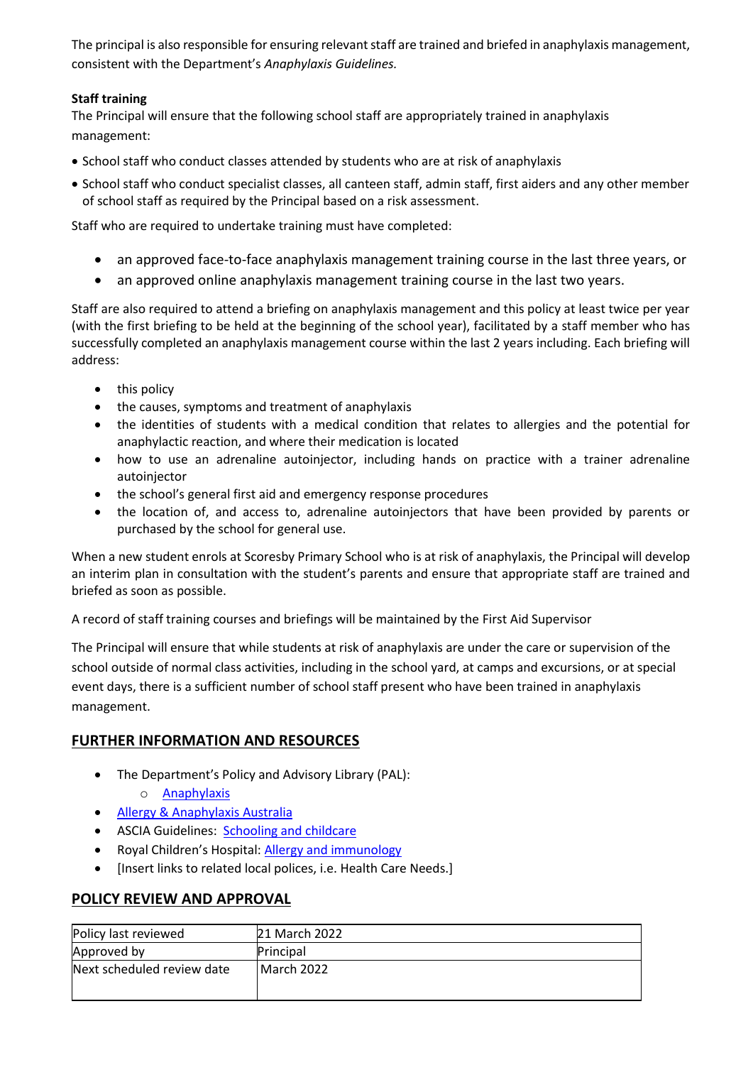The principal is also responsible for ensuring relevant staff are trained and briefed in anaphylaxis management, consistent with the Department's *Anaphylaxis Guidelines.*

**Staff training**

The Principal will ensure that the following school staff are appropriately trained in anaphylaxis management:

- School staff who conduct classes attended by students who are at risk of anaphylaxis
- School staff who conduct specialist classes, all canteen staff, admin staff, first aiders and any other member of school staff as required by the Principal based on a risk assessment.

Staff who are required to undertake training must have completed:

- an approved face-to-face anaphylaxis management training course in the last three years, or
- an approved online anaphylaxis management training course in the last two years.

Staff are also required to attend a briefing on anaphylaxis management and this policy at least twice per year (with the first briefing to be held at the beginning of the school year), facilitated by a staff member who has successfully completed an anaphylaxis management course within the last 2 years including. Each briefing will address:

- this policy
- the causes, symptoms and treatment of anaphylaxis
- the identities of students with a medical condition that relates to allergies and the potential for anaphylactic reaction, and where their medication is located
- how to use an adrenaline autoinjector, including hands on practice with a trainer adrenaline autoinjector
- the school's general first aid and emergency response procedures
- the location of, and access to, adrenaline autoinjectors that have been provided by parents or purchased by the school for general use.

When a new student enrols at Scoresby Primary School who is at risk of anaphylaxis, the Principal will develop an interim plan in consultation with the student's parents and ensure that appropriate staff are trained and briefed as soon as possible.

A record of staff training courses and briefings will be maintained by the First Aid Supervisor

The Principal will ensure that while students at risk of anaphylaxis are under the care or supervision of the school outside of normal class activities, including in the school yard, at camps and excursions, or at special event days, there is a sufficient number of school staff present who have been trained in anaphylaxis management.

## FURTHER INFORMATION AND RESOURCES

- The Department's Policy and Advisory Library (PAL):
  - Anaphylaxis
- Allergy & Anaphylaxis Australia
- ASCIA Guidelines: Schooling and childcare
- Royal Children's Hospital: Allergy and immunology
- [Insert links to related local polices, i.e. Health Care Needs.]

## POLICY REVIEW AND APPROVAL

| Policy last reviewed | 21 March 2022 |
|---|---|
| Approved by | Principal |
| Next scheduled review date | March 2022 |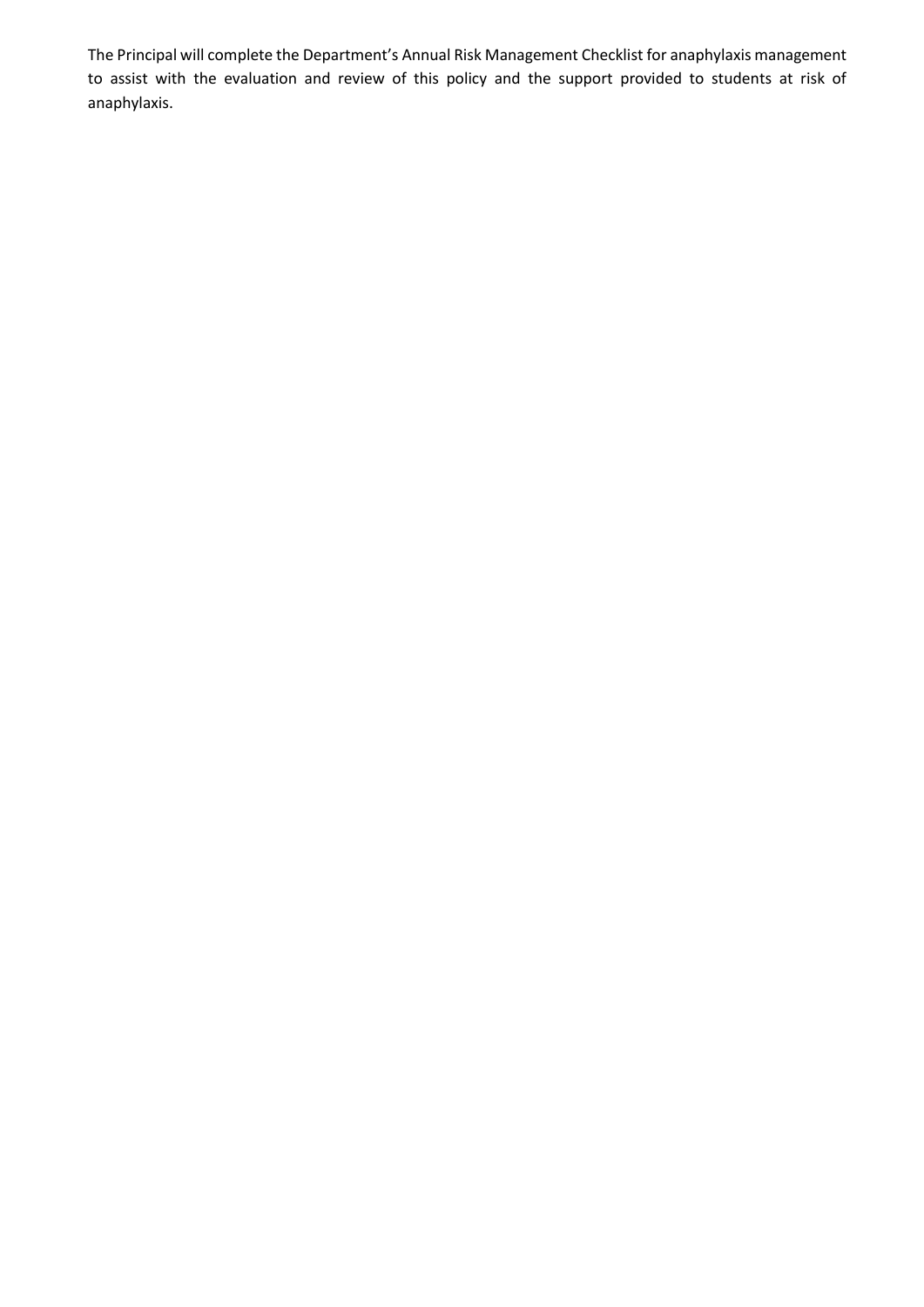The Principal will complete the Department's Annual Risk Management Checklist for anaphylaxis management to assist with the evaluation and review of this policy and the support provided to students at risk of anaphylaxis.